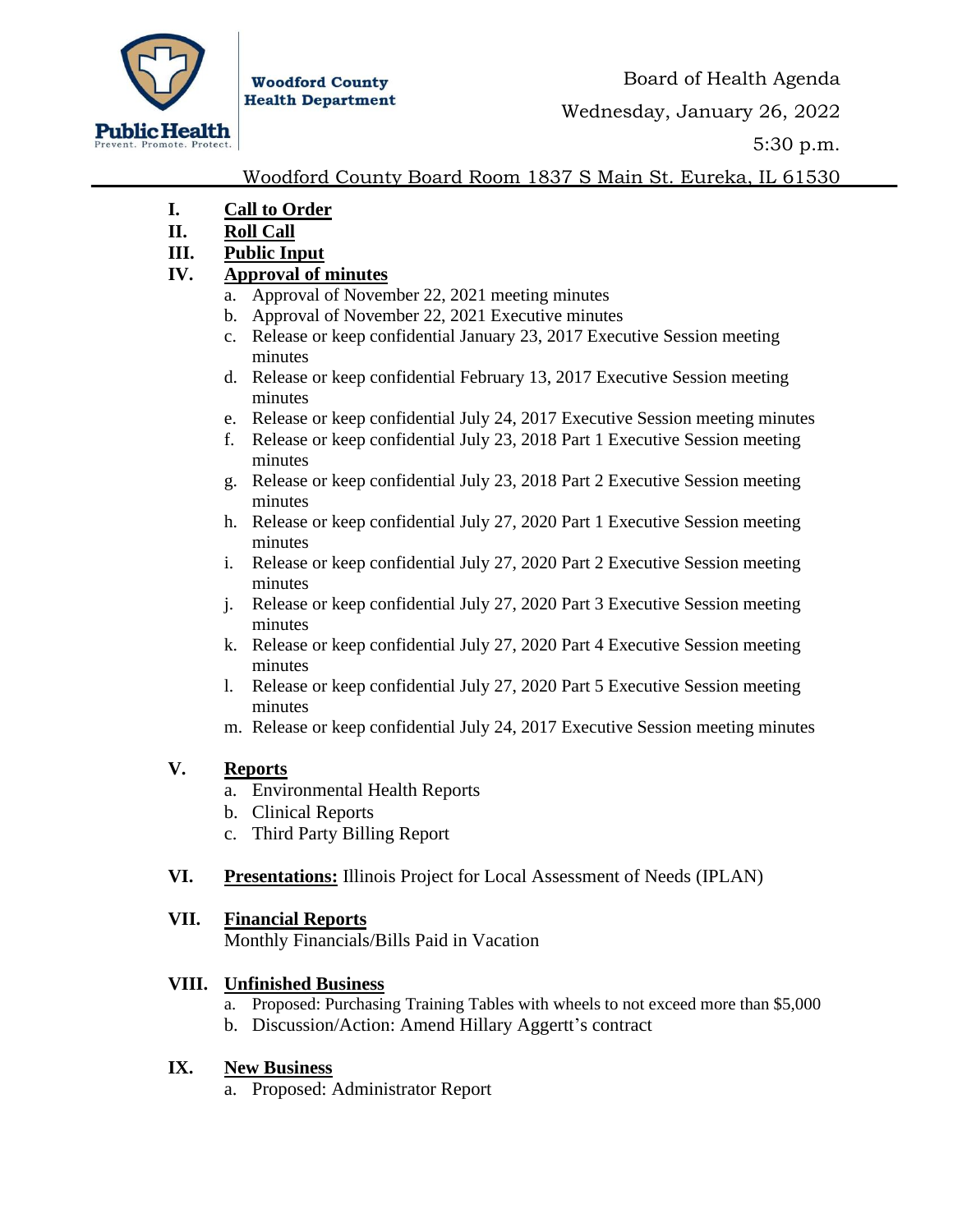**Woodford County Health Department**

Public Health
Prevent. Promote. Protect.

Board of Health Agenda

Wednesday, January 26, 2022

5:30 p.m.

Woodford County Board Room 1837 S Main St. Eureka, IL 61530

**I. Call to Order**

**II. Roll Call**

**III. Public Input**

**IV. Approval of minutes**

a. Approval of November 22, 2021 meeting minutes
b. Approval of November 22, 2021 Executive minutes
c. Release or keep confidential January 23, 2017 Executive Session meeting minutes
d. Release or keep confidential February 13, 2017 Executive Session meeting minutes
e. Release or keep confidential July 24, 2017 Executive Session meeting minutes
f. Release or keep confidential July 23, 2018 Part 1 Executive Session meeting minutes
g. Release or keep confidential July 23, 2018 Part 2 Executive Session meeting minutes
h. Release or keep confidential July 27, 2020 Part 1 Executive Session meeting minutes
i. Release or keep confidential July 27, 2020 Part 2 Executive Session meeting minutes
j. Release or keep confidential July 27, 2020 Part 3 Executive Session meeting minutes
k. Release or keep confidential July 27, 2020 Part 4 Executive Session meeting minutes
l. Release or keep confidential July 27, 2020 Part 5 Executive Session meeting minutes
m. Release or keep confidential July 24, 2017 Executive Session meeting minutes

**V. Reports**

a. Environmental Health Reports
b. Clinical Reports
c. Third Party Billing Report

**VI. Presentations:** Illinois Project for Local Assessment of Needs (IPLAN)

**VII. Financial Reports**

Monthly Financials/Bills Paid in Vacation

**VIII. Unfinished Business**

a. Proposed: Purchasing Training Tables with wheels to not exceed more than $5,000
b. Discussion/Action: Amend Hillary Aggertt's contract

**IX. New Business**

a. Proposed: Administrator Report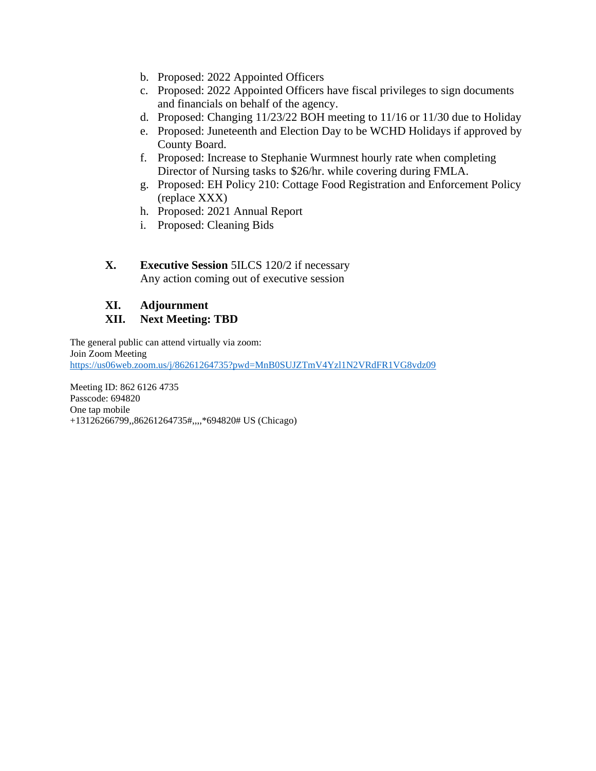b. Proposed: 2022 Appointed Officers
c. Proposed: 2022 Appointed Officers have fiscal privileges to sign documents and financials on behalf of the agency.
d. Proposed: Changing 11/23/22 BOH meeting to 11/16 or 11/30 due to Holiday
e. Proposed: Juneteenth and Election Day to be WCHD Holidays if approved by County Board.
f. Proposed: Increase to Stephanie Wurmnest hourly rate when completing Director of Nursing tasks to $26/hr. while covering during FMLA.
g. Proposed: EH Policy 210: Cottage Food Registration and Enforcement Policy (replace XXX)
h. Proposed: 2021 Annual Report
i. Proposed: Cleaning Bids

**X. Executive Session** 5ILCS 120/2 if necessary
Any action coming out of executive session

**XI. Adjournment**

**XII. Next Meeting: TBD**

The general public can attend virtually via zoom:
Join Zoom Meeting
https://us06web.zoom.us/j/86261264735?pwd=MnB0SUJZTmV4Yzl1N2VRdFR1VG8vdz09

Meeting ID: 862 6126 4735
Passcode: 694820
One tap mobile
+13126266799,,86261264735#,,,,*694820# US (Chicago)